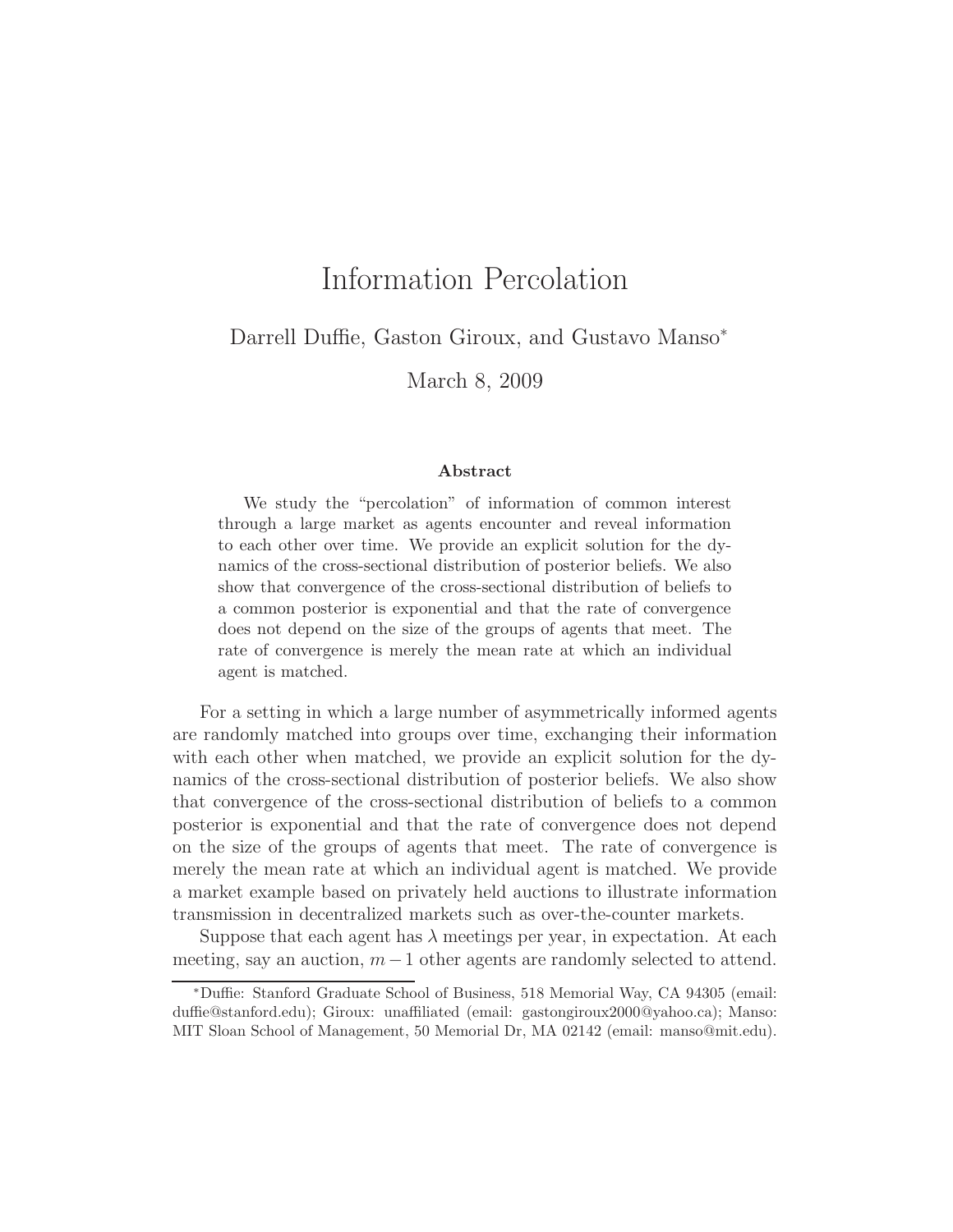# Information Percolation

Darrell Duffie, Gaston Giroux, and Gustavo Manso[*]

March 8, 2009

### Abstract

We study the "percolation" of information of common interest through a large market as agents encounter and reveal information to each other over time. We provide an explicit solution for the dynamics of the cross-sectional distribution of posterior beliefs. We also show that convergence of the cross-sectional distribution of beliefs to a common posterior is exponential and that the rate of convergence does not depend on the size of the groups of agents that meet. The rate of convergence is merely the mean rate at which an individual agent is matched.

For a setting in which a large number of asymmetrically informed agents are randomly matched into groups over time, exchanging their information with each other when matched, we provide an explicit solution for the dynamics of the cross-sectional distribution of posterior beliefs. We also show that convergence of the cross-sectional distribution of beliefs to a common posterior is exponential and that the rate of convergence does not depend on the size of the groups of agents that meet. The rate of convergence is merely the mean rate at which an individual agent is matched. We provide a market example based on privately held auctions to illustrate information transmission in decentralized markets such as over-the-counter markets.

Suppose that each agent has $\lambda$ meetings per year, in expectation. At each meeting, say an auction, $m-1$ other agents are randomly selected to attend.

[*]Duffie: Stanford Graduate School of Business, 518 Memorial Way, CA 94305 (email: duffie@stanford.edu); Giroux: unaffiliated (email: gastongiroux2000@yahoo.ca); Manso: MIT Sloan School of Management, 50 Memorial Dr, MA 02142 (email: manso@mit.edu).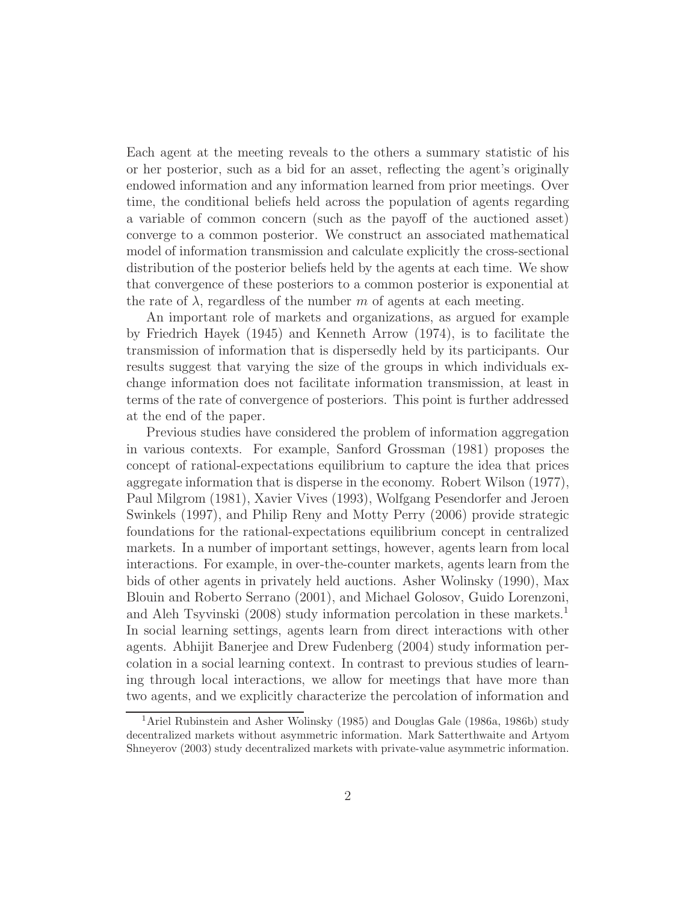Each agent at the meeting reveals to the others a summary statistic of his or her posterior, such as a bid for an asset, reflecting the agent's originally endowed information and any information learned from prior meetings. Over time, the conditional beliefs held across the population of agents regarding a variable of common concern (such as the payoff of the auctioned asset) converge to a common posterior. We construct an associated mathematical model of information transmission and calculate explicitly the cross-sectional distribution of the posterior beliefs held by the agents at each time. We show that convergence of these posteriors to a common posterior is exponential at the rate of $\lambda$, regardless of the number $m$ of agents at each meeting.

An important role of markets and organizations, as argued for example by Friedrich Hayek (1945) and Kenneth Arrow (1974), is to facilitate the transmission of information that is dispersedly held by its participants. Our results suggest that varying the size of the groups in which individuals exchange information does not facilitate information transmission, at least in terms of the rate of convergence of posteriors. This point is further addressed at the end of the paper.

Previous studies have considered the problem of information aggregation in various contexts. For example, Sanford Grossman (1981) proposes the concept of rational-expectations equilibrium to capture the idea that prices aggregate information that is disperse in the economy. Robert Wilson (1977), Paul Milgrom (1981), Xavier Vives (1993), Wolfgang Pesendorfer and Jeroen Swinkels (1997), and Philip Reny and Motty Perry (2006) provide strategic foundations for the rational-expectations equilibrium concept in centralized markets. In a number of important settings, however, agents learn from local interactions. For example, in over-the-counter markets, agents learn from the bids of other agents in privately held auctions. Asher Wolinsky (1990), Max Blouin and Roberto Serrano (2001), and Michael Golosov, Guido Lorenzoni, and Aleh Tsyvinski (2008) study information percolation in these markets.[1] In social learning settings, agents learn from direct interactions with other agents. Abhijit Banerjee and Drew Fudenberg (2004) study information percolation in a social learning context. In contrast to previous studies of learning through local interactions, we allow for meetings that have more than two agents, and we explicitly characterize the percolation of information and

[1] Ariel Rubinstein and Asher Wolinsky (1985) and Douglas Gale (1986a, 1986b) study decentralized markets without asymmetric information. Mark Satterthwaite and Artyom Shneyerov (2003) study decentralized markets with private-value asymmetric information.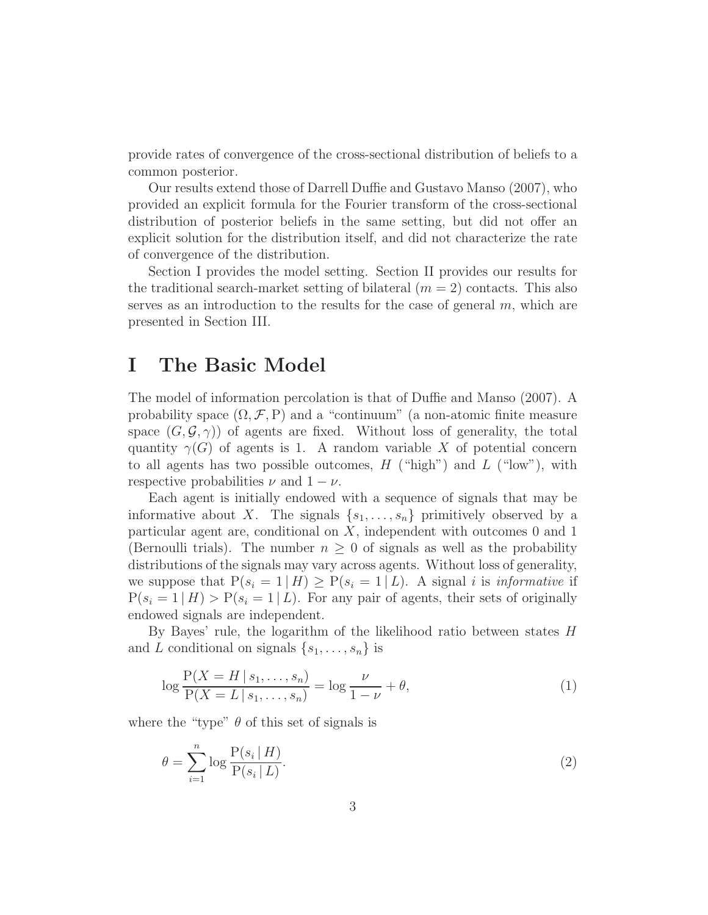provide rates of convergence of the cross-sectional distribution of beliefs to a common posterior.

Our results extend those of Darrell Duffie and Gustavo Manso (2007), who provided an explicit formula for the Fourier transform of the cross-sectional distribution of posterior beliefs in the same setting, but did not offer an explicit solution for the distribution itself, and did not characterize the rate of convergence of the distribution.

Section I provides the model setting. Section II provides our results for the traditional search-market setting of bilateral ($m = 2$) contacts. This also serves as an introduction to the results for the case of general $m$, which are presented in Section III.

# I The Basic Model

The model of information percolation is that of Duffie and Manso (2007). A probability space $(\Omega, \mathcal{F}, \mathrm{P})$ and a "continuum" (a non-atomic finite measure space $(G, \mathcal{G}, \gamma)$) of agents are fixed. Without loss of generality, the total quantity $\gamma(G)$ of agents is 1. A random variable $X$ of potential concern to all agents has two possible outcomes, $H$ ("high") and $L$ ("low"), with respective probabilities $\nu$ and $1 - \nu$.

Each agent is initially endowed with a sequence of signals that may be informative about $X$. The signals $\{s_1, \ldots, s_n\}$ primitively observed by a particular agent are, conditional on $X$, independent with outcomes 0 and 1 (Bernoulli trials). The number $n \geq 0$ of signals as well as the probability distributions of the signals may vary across agents. Without loss of generality, we suppose that $\mathrm{P}(s_i = 1 \,|\, H) \geq \mathrm{P}(s_i = 1 \,|\, L)$. A signal $i$ is *informative* if $\mathrm{P}(s_i = 1 \,|\, H) > \mathrm{P}(s_i = 1 \,|\, L)$. For any pair of agents, their sets of originally endowed signals are independent.

By Bayes' rule, the logarithm of the likelihood ratio between states $H$ and $L$ conditional on signals $\{s_1, \ldots, s_n\}$ is

$$\log \frac{\mathrm{P}(X = H \,|\, s_1, \ldots, s_n)}{\mathrm{P}(X = L \,|\, s_1, \ldots, s_n)} = \log \frac{\nu}{1 - \nu} + \theta, \tag{1}$$

where the "type" $\theta$ of this set of signals is

$$\theta = \sum_{i=1}^{n} \log \frac{\mathrm{P}(s_i \,|\, H)}{\mathrm{P}(s_i \,|\, L)}. \tag{2}$$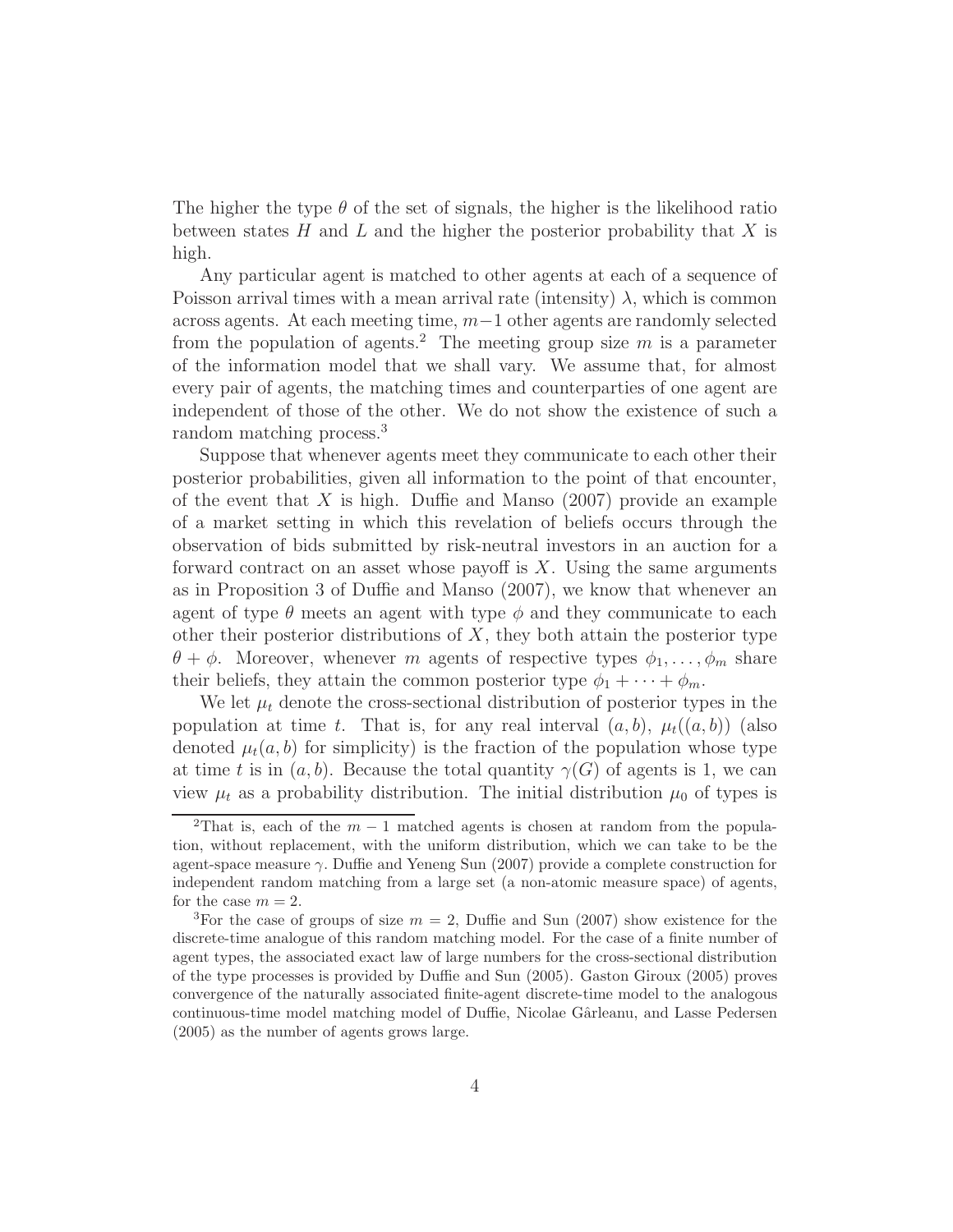The higher the type $\theta$ of the set of signals, the higher is the likelihood ratio between states $H$ and $L$ and the higher the posterior probability that $X$ is high.

Any particular agent is matched to other agents at each of a sequence of Poisson arrival times with a mean arrival rate (intensity) $\lambda$, which is common across agents. At each meeting time, $m-1$ other agents are randomly selected from the population of agents.[2] The meeting group size $m$ is a parameter of the information model that we shall vary. We assume that, for almost every pair of agents, the matching times and counterparties of one agent are independent of those of the other. We do not show the existence of such a random matching process.[3]

Suppose that whenever agents meet they communicate to each other their posterior probabilities, given all information to the point of that encounter, of the event that $X$ is high. Duffie and Manso (2007) provide an example of a market setting in which this revelation of beliefs occurs through the observation of bids submitted by risk-neutral investors in an auction for a forward contract on an asset whose payoff is $X$. Using the same arguments as in Proposition 3 of Duffie and Manso (2007), we know that whenever an agent of type $\theta$ meets an agent with type $\phi$ and they communicate to each other their posterior distributions of $X$, they both attain the posterior type $\theta + \phi$. Moreover, whenever $m$ agents of respective types $\phi_1, \ldots, \phi_m$ share their beliefs, they attain the common posterior type $\phi_1 + \cdots + \phi_m$.

We let $\mu_t$ denote the cross-sectional distribution of posterior types in the population at time $t$. That is, for any real interval $(a, b)$, $\mu_t((a, b))$ (also denoted $\mu_t(a, b)$ for simplicity) is the fraction of the population whose type at time $t$ is in $(a, b)$. Because the total quantity $\gamma(G)$ of agents is 1, we can view $\mu_t$ as a probability distribution. The initial distribution $\mu_0$ of types is

---

[2] That is, each of the $m-1$ matched agents is chosen at random from the population, without replacement, with the uniform distribution, which we can take to be the agent-space measure $\gamma$. Duffie and Yeneng Sun (2007) provide a complete construction for independent random matching from a large set (a non-atomic measure space) of agents, for the case $m = 2$.

[3] For the case of groups of size $m = 2$, Duffie and Sun (2007) show existence for the discrete-time analogue of this random matching model. For the case of a finite number of agent types, the associated exact law of large numbers for the cross-sectional distribution of the type processes is provided by Duffie and Sun (2005). Gaston Giroux (2005) proves convergence of the naturally associated finite-agent discrete-time model to the analogous continuous-time model matching model of Duffie, Nicolae Gârleanu, and Lasse Pedersen (2005) as the number of agents grows large.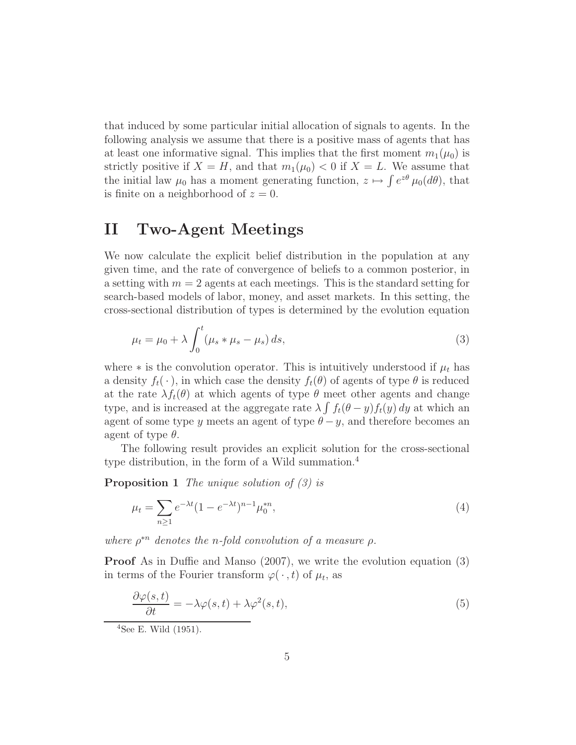that induced by some particular initial allocation of signals to agents. In the following analysis we assume that there is a positive mass of agents that has at least one informative signal. This implies that the first moment $m_1(\mu_0)$ is strictly positive if $X = H$, and that $m_1(\mu_0) < 0$ if $X = L$. We assume that the initial law $\mu_0$ has a moment generating function, $z \mapsto \int e^{z\theta}\,\mu_0(d\theta)$, that is finite on a neighborhood of $z = 0$.

# II Two-Agent Meetings

We now calculate the explicit belief distribution in the population at any given time, and the rate of convergence of beliefs to a common posterior, in a setting with $m = 2$ agents at each meetings. This is the standard setting for search-based models of labor, money, and asset markets. In this setting, the cross-sectional distribution of types is determined by the evolution equation

$$\mu_t = \mu_0 + \lambda \int_0^t (\mu_s * \mu_s - \mu_s)\, ds, \tag{3}$$

where $*$ is the convolution operator. This is intuitively understood if $\mu_t$ has a density $f_t(\,\cdot\,)$, in which case the density $f_t(\theta)$ of agents of type $\theta$ is reduced at the rate $\lambda f_t(\theta)$ at which agents of type $\theta$ meet other agents and change type, and is increased at the aggregate rate $\lambda \int f_t(\theta - y) f_t(y)\, dy$ at which an agent of some type $y$ meets an agent of type $\theta - y$, and therefore becomes an agent of type $\theta$.

The following result provides an explicit solution for the cross-sectional type distribution, in the form of a Wild summation.[4]

**Proposition 1** *The unique solution of (3) is*

$$\mu_t = \sum_{n \geq 1} e^{-\lambda t}(1 - e^{-\lambda t})^{n-1} \mu_0^{*n}, \tag{4}$$

*where $\rho^{*n}$ denotes the n-fold convolution of a measure $\rho$.*

**Proof** As in Duffie and Manso (2007), we write the evolution equation (3) in terms of the Fourier transform $\varphi(\,\cdot\,, t)$ of $\mu_t$, as

$$\frac{\partial \varphi(s,t)}{\partial t} = -\lambda \varphi(s,t) + \lambda \varphi^2(s,t), \tag{5}$$

[4] See E. Wild (1951).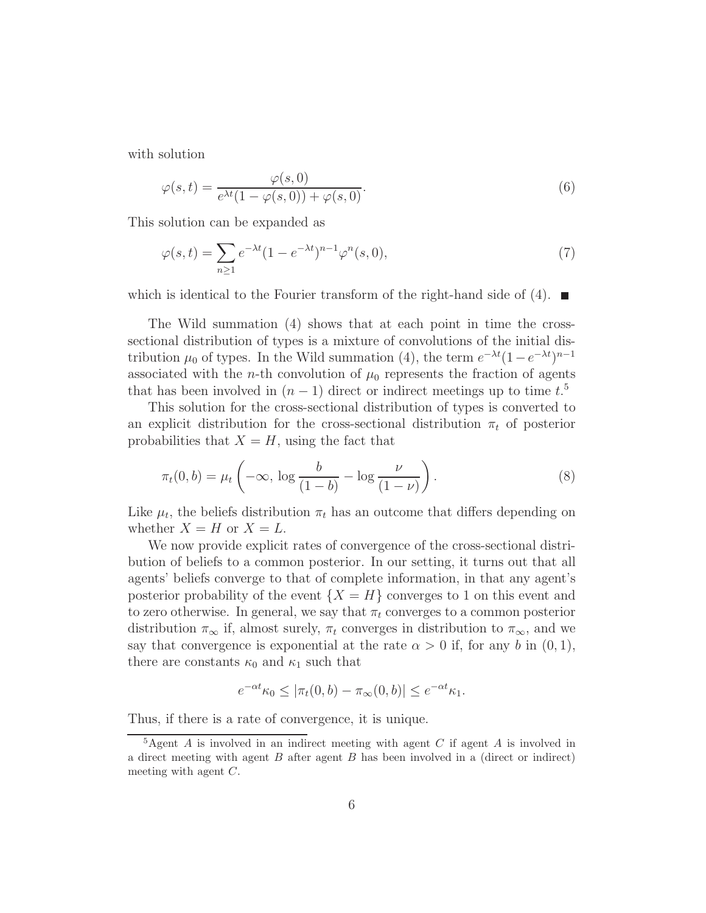with solution

$$\varphi(s,t) = \frac{\varphi(s,0)}{e^{\lambda t}(1-\varphi(s,0)) + \varphi(s,0)}. \tag{6}$$

This solution can be expanded as

$$\varphi(s,t) = \sum_{n \geq 1} e^{-\lambda t}(1-e^{-\lambda t})^{n-1} \varphi^n(s,0), \tag{7}$$

which is identical to the Fourier transform of the right-hand side of (4). ■

The Wild summation (4) shows that at each point in time the cross-sectional distribution of types is a mixture of convolutions of the initial distribution $\mu_0$ of types. In the Wild summation (4), the term $e^{-\lambda t}(1-e^{-\lambda t})^{n-1}$ associated with the $n$-th convolution of $\mu_0$ represents the fraction of agents that has been involved in $(n-1)$ direct or indirect meetings up to time $t$.[5]

This solution for the cross-sectional distribution of types is converted to an explicit distribution for the cross-sectional distribution $\pi_t$ of posterior probabilities that $X = H$, using the fact that

$$\pi_t(0,b) = \mu_t\left(-\infty,\, \log \frac{b}{(1-b)} - \log \frac{\nu}{(1-\nu)}\right). \tag{8}$$

Like $\mu_t$, the beliefs distribution $\pi_t$ has an outcome that differs depending on whether $X = H$ or $X = L$.

We now provide explicit rates of convergence of the cross-sectional distribution of beliefs to a common posterior. In our setting, it turns out that all agents' beliefs converge to that of complete information, in that any agent's posterior probability of the event $\{X = H\}$ converges to 1 on this event and to zero otherwise. In general, we say that $\pi_t$ converges to a common posterior distribution $\pi_\infty$ if, almost surely, $\pi_t$ converges in distribution to $\pi_\infty$, and we say that convergence is exponential at the rate $\alpha > 0$ if, for any $b$ in $(0,1)$, there are constants $\kappa_0$ and $\kappa_1$ such that

$$e^{-\alpha t}\kappa_0 \leq |\pi_t(0,b) - \pi_\infty(0,b)| \leq e^{-\alpha t}\kappa_1.$$

Thus, if there is a rate of convergence, it is unique.

[5] Agent $A$ is involved in an indirect meeting with agent $C$ if agent $A$ is involved in a direct meeting with agent $B$ after agent $B$ has been involved in a (direct or indirect) meeting with agent $C$.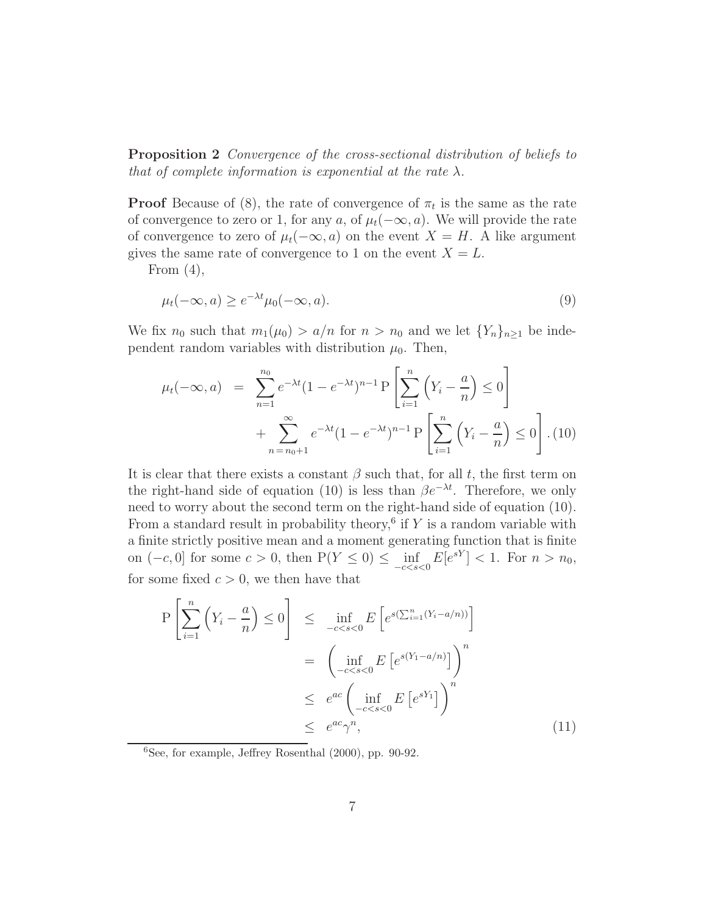**Proposition 2** *Convergence of the cross-sectional distribution of beliefs to that of complete information is exponential at the rate $\lambda$.*

**Proof** Because of (8), the rate of convergence of $\pi_t$ is the same as the rate of convergence to zero or 1, for any $a$, of $\mu_t(-\infty, a)$. We will provide the rate of convergence to zero of $\mu_t(-\infty, a)$ on the event $X = H$. A like argument gives the same rate of convergence to 1 on the event $X = L$.

From (4),

$$\mu_t(-\infty, a) \geq e^{-\lambda t}\mu_0(-\infty, a). \tag{9}$$

We fix $n_0$ such that $m_1(\mu_0) > a/n$ for $n > n_0$ and we let $\{Y_n\}_{n\geq 1}$ be independent random variables with distribution $\mu_0$. Then,

$$\begin{aligned}
\mu_t(-\infty, a) &= \sum_{n=1}^{n_0} e^{-\lambda t}(1 - e^{-\lambda t})^{n-1}\, \mathrm{P}\left[\sum_{i=1}^{n}\left(Y_i - \frac{a}{n}\right) \leq 0\right] \\
&\quad + \sum_{n=n_0+1}^{\infty} e^{-\lambda t}(1 - e^{-\lambda t})^{n-1}\, \mathrm{P}\left[\sum_{i=1}^{n}\left(Y_i - \frac{a}{n}\right) \leq 0\right]. 
\end{aligned} \tag{10}$$

It is clear that there exists a constant $\beta$ such that, for all $t$, the first term on the right-hand side of equation (10) is less than $\beta e^{-\lambda t}$. Therefore, we only need to worry about the second term on the right-hand side of equation (10). From a standard result in probability theory,[6] if $Y$ is a random variable with a finite strictly positive mean and a moment generating function that is finite on $(-c, 0]$ for some $c > 0$, then $\mathrm{P}(Y \leq 0) \leq \inf_{-c<s<0} E[e^{sY}] < 1$. For $n > n_0$, for some fixed $c > 0$, we then have that

$$\begin{aligned}
\mathrm{P}\left[\sum_{i=1}^{n}\left(Y_i - \frac{a}{n}\right) \leq 0\right] &\leq \inf_{-c<s<0} E\left[e^{s(\sum_{i=1}^{n}(Y_i - a/n))}\right] \\
&= \left(\inf_{-c<s<0} E\left[e^{s(Y_1 - a/n)}\right]\right)^n \\
&\leq e^{ac}\left(\inf_{-c<s<0} E\left[e^{sY_1}\right]\right)^n \\
&\leq e^{ac}\gamma^n,
\end{aligned} \tag{11}$$

[6] See, for example, Jeffrey Rosenthal (2000), pp. 90-92.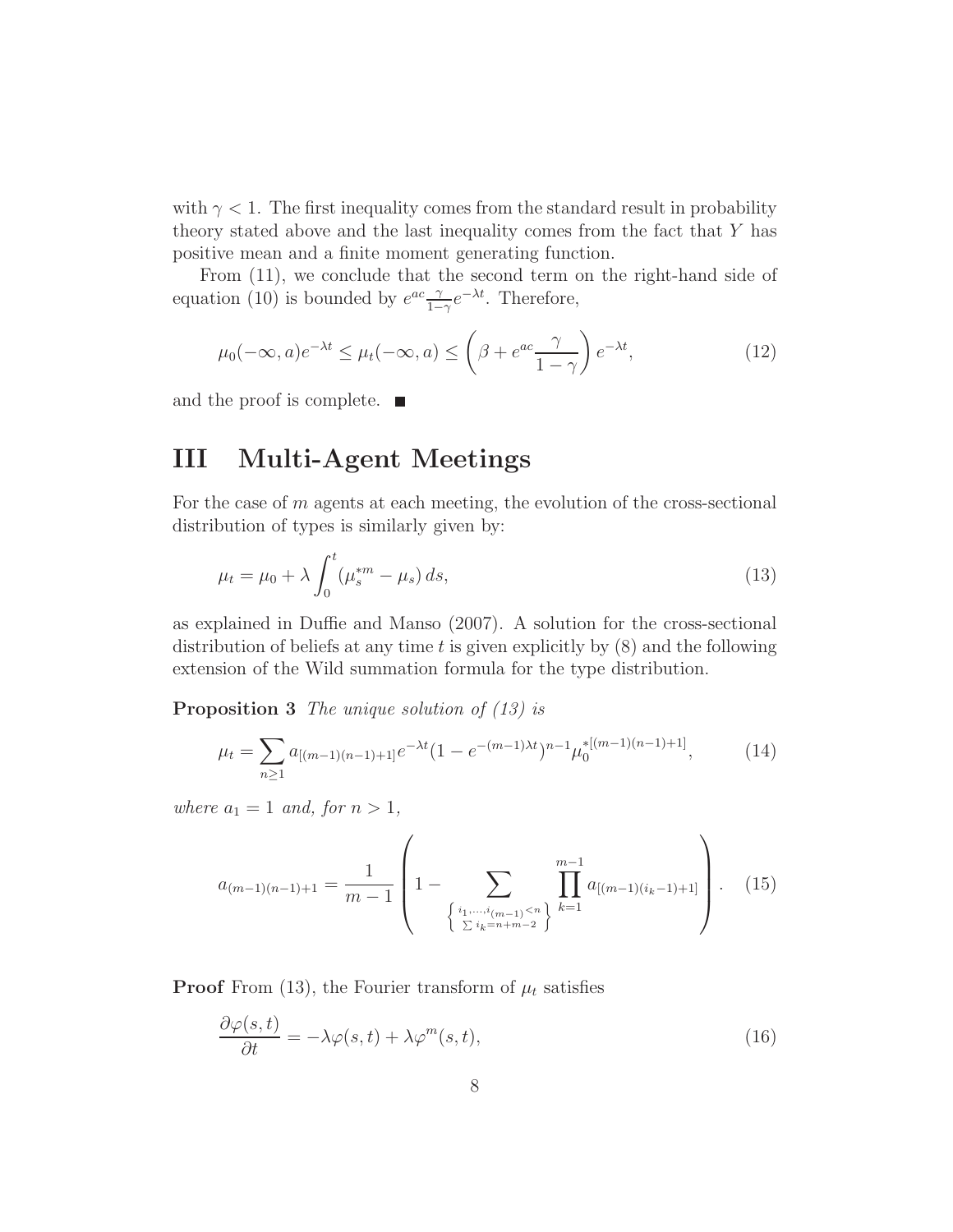with $\gamma < 1$. The first inequality comes from the standard result in probability theory stated above and the last inequality comes from the fact that $Y$ has positive mean and a finite moment generating function.

From (11), we conclude that the second term on the right-hand side of equation (10) is bounded by $e^{ac}\frac{\gamma}{1-\gamma}e^{-\lambda t}$. Therefore,

$$\mu_0(-\infty, a)e^{-\lambda t} \leq \mu_t(-\infty, a) \leq \left(\beta + e^{ac}\frac{\gamma}{1-\gamma}\right)e^{-\lambda t}, \tag{12}$$

and the proof is complete. ■

# III Multi-Agent Meetings

For the case of $m$ agents at each meeting, the evolution of the cross-sectional distribution of types is similarly given by:

$$\mu_t = \mu_0 + \lambda \int_0^t (\mu_s^{*m} - \mu_s)\, ds, \tag{13}$$

as explained in Duffie and Manso (2007). A solution for the cross-sectional distribution of beliefs at any time $t$ is given explicitly by (8) and the following extension of the Wild summation formula for the type distribution.

**Proposition 3** *The unique solution of (13) is*

$$\mu_t = \sum_{n \geq 1} a_{[(m-1)(n-1)+1]} e^{-\lambda t}(1 - e^{-(m-1)\lambda t})^{n-1} \mu_0^{*[(m-1)(n-1)+1]}, \tag{14}$$

*where $a_1 = 1$ and, for $n > 1$,*

$$a_{(m-1)(n-1)+1} = \frac{1}{m-1}\left(1 - \sum_{\left\{\substack{i_1,\ldots,i_{(m-1)}<n \\ \sum i_k = n+m-2}\right\}} \prod_{k=1}^{m-1} a_{[(m-1)(i_k-1)+1]}\right). \tag{15}$$

**Proof** From (13), the Fourier transform of $\mu_t$ satisfies

$$\frac{\partial \varphi(s,t)}{\partial t} = -\lambda \varphi(s,t) + \lambda \varphi^m(s,t), \tag{16}$$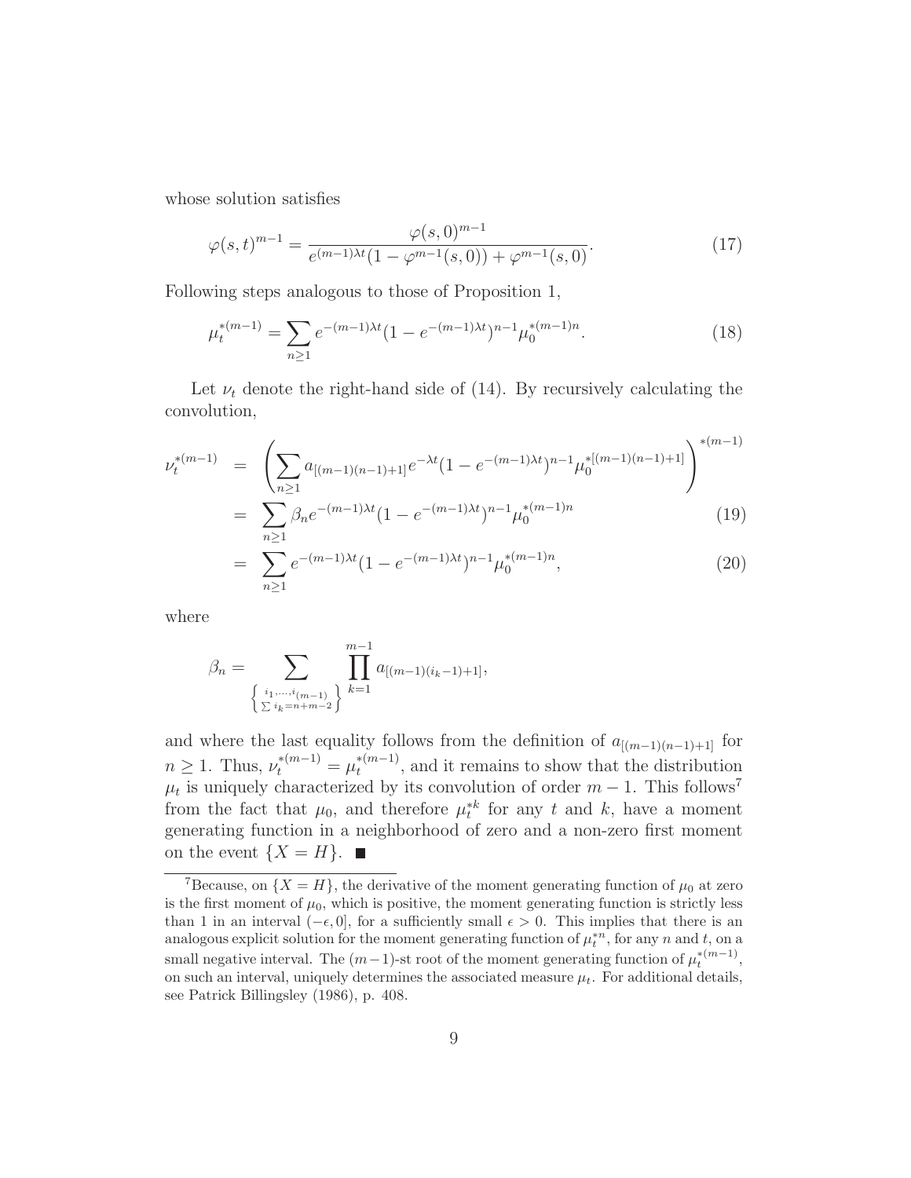whose solution satisfies

$$\varphi(s,t)^{m-1} = \frac{\varphi(s,0)^{m-1}}{e^{(m-1)\lambda t}(1-\varphi^{m-1}(s,0)) + \varphi^{m-1}(s,0)}. \tag{17}$$

Following steps analogous to those of Proposition 1,

$$\mu_t^{*(m-1)} = \sum_{n\geq 1} e^{-(m-1)\lambda t}(1-e^{-(m-1)\lambda t})^{n-1}\mu_0^{*(m-1)n}. \tag{18}$$

Let $\nu_t$ denote the right-hand side of (14). By recursively calculating the convolution,

$$\begin{aligned}
\nu_t^{*(m-1)} &= \left(\sum_{n\geq 1} a_{[(m-1)(n-1)+1]} e^{-\lambda t}(1-e^{-(m-1)\lambda t})^{n-1}\mu_0^{*[(m-1)(n-1)+1]}\right)^{*(m-1)} \\
&= \sum_{n\geq 1} \beta_n e^{-(m-1)\lambda t}(1-e^{-(m-1)\lambda t})^{n-1}\mu_0^{*(m-1)n} \qquad (19)\\
&= \sum_{n\geq 1} e^{-(m-1)\lambda t}(1-e^{-(m-1)\lambda t})^{n-1}\mu_0^{*(m-1)n}, \qquad (20)
\end{aligned}$$

where

$$\beta_n = \sum_{\left\{\substack{i_1,\ldots,i_{(m-1)} \\ \sum i_k = n+m-2}\right\}} \prod_{k=1}^{m-1} a_{[(m-1)(i_k-1)+1]},$$

and where the last equality follows from the definition of $a_{[(m-1)(n-1)+1]}$ for $n \geq 1$. Thus, $\nu_t^{*(m-1)} = \mu_t^{*(m-1)}$, and it remains to show that the distribution $\mu_t$ is uniquely characterized by its convolution of order $m-1$. This follows[7] from the fact that $\mu_0$, and therefore $\mu_t^{*k}$ for any $t$ and $k$, have a moment generating function in a neighborhood of zero and a non-zero first moment on the event $\{X = H\}$. ■

[7]Because, on $\{X = H\}$, the derivative of the moment generating function of $\mu_0$ at zero is the first moment of $\mu_0$, which is positive, the moment generating function is strictly less than 1 in an interval $(-\epsilon, 0]$, for a sufficiently small $\epsilon > 0$. This implies that there is an analogous explicit solution for the moment generating function of $\mu_t^{*n}$, for any $n$ and $t$, on a small negative interval. The $(m-1)$-st root of the moment generating function of $\mu_t^{*(m-1)}$, on such an interval, uniquely determines the associated measure $\mu_t$. For additional details, see Patrick Billingsley (1986), p. 408.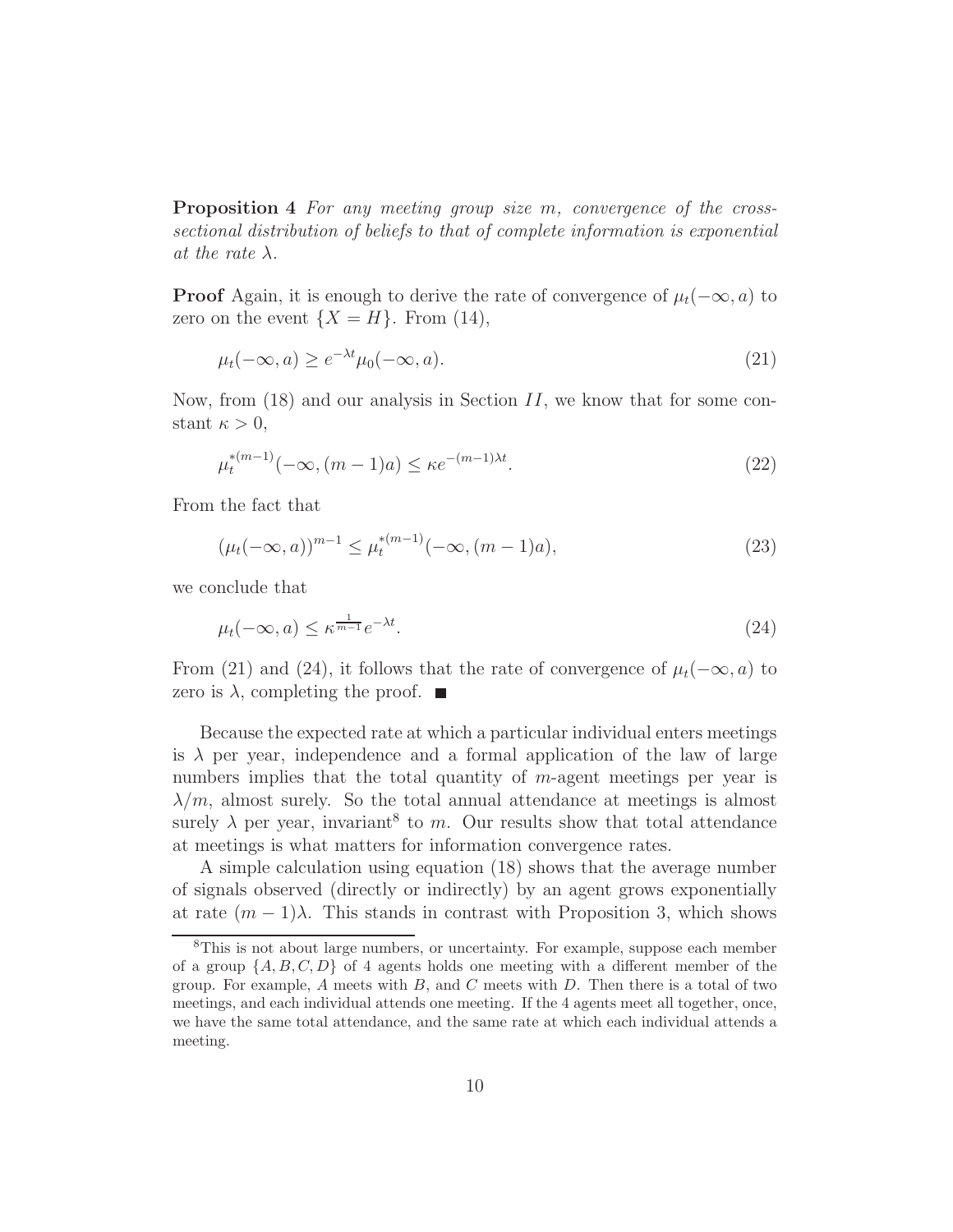**Proposition 4** *For any meeting group size $m$, convergence of the cross-sectional distribution of beliefs to that of complete information is exponential at the rate $\lambda$.*

**Proof** Again, it is enough to derive the rate of convergence of $\mu_t(-\infty, a)$ to zero on the event $\{X = H\}$. From (14),

$$\mu_t(-\infty, a) \geq e^{-\lambda t}\mu_0(-\infty, a). \tag{21}$$

Now, from (18) and our analysis in Section $II$, we know that for some constant $\kappa > 0$,

$$\mu_t^{*(m-1)}(-\infty, (m-1)a) \leq \kappa e^{-(m-1)\lambda t}. \tag{22}$$

From the fact that

$$(\mu_t(-\infty, a))^{m-1} \leq \mu_t^{*(m-1)}(-\infty, (m-1)a), \tag{23}$$

we conclude that

$$\mu_t(-\infty, a) \leq \kappa^{\frac{1}{m-1}} e^{-\lambda t}. \tag{24}$$

From (21) and (24), it follows that the rate of convergence of $\mu_t(-\infty, a)$ to zero is $\lambda$, completing the proof. ■

Because the expected rate at which a particular individual enters meetings is $\lambda$ per year, independence and a formal application of the law of large numbers implies that the total quantity of $m$-agent meetings per year is $\lambda/m$, almost surely. So the total annual attendance at meetings is almost surely $\lambda$ per year, invariant[8] to $m$. Our results show that total attendance at meetings is what matters for information convergence rates.

A simple calculation using equation (18) shows that the average number of signals observed (directly or indirectly) by an agent grows exponentially at rate $(m-1)\lambda$. This stands in contrast with Proposition 3, which shows

[8] This is not about large numbers, or uncertainty. For example, suppose each member of a group $\{A, B, C, D\}$ of 4 agents holds one meeting with a different member of the group. For example, $A$ meets with $B$, and $C$ meets with $D$. Then there is a total of two meetings, and each individual attends one meeting. If the 4 agents meet all together, once, we have the same total attendance, and the same rate at which each individual attends a meeting.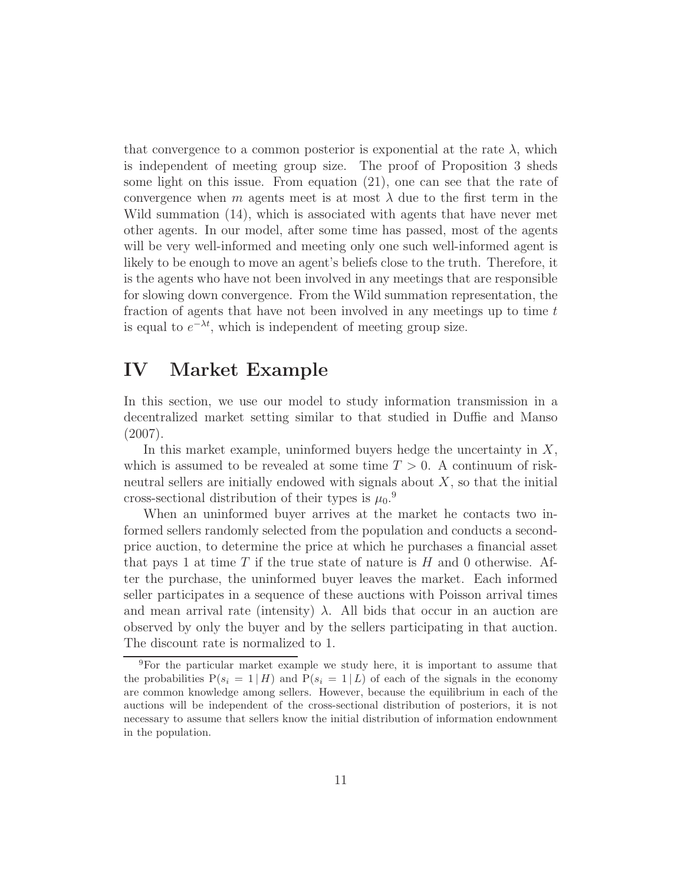that convergence to a common posterior is exponential at the rate $\lambda$, which is independent of meeting group size. The proof of Proposition 3 sheds some light on this issue. From equation (21), one can see that the rate of convergence when $m$ agents meet is at most $\lambda$ due to the first term in the Wild summation (14), which is associated with agents that have never met other agents. In our model, after some time has passed, most of the agents will be very well-informed and meeting only one such well-informed agent is likely to be enough to move an agent's beliefs close to the truth. Therefore, it is the agents who have not been involved in any meetings that are responsible for slowing down convergence. From the Wild summation representation, the fraction of agents that have not been involved in any meetings up to time $t$ is equal to $e^{-\lambda t}$, which is independent of meeting group size.

# IV Market Example

In this section, we use our model to study information transmission in a decentralized market setting similar to that studied in Duffie and Manso (2007).

In this market example, uninformed buyers hedge the uncertainty in $X$, which is assumed to be revealed at some time $T > 0$. A continuum of risk-neutral sellers are initially endowed with signals about $X$, so that the initial cross-sectional distribution of their types is $\mu_0$.[9]

When an uninformed buyer arrives at the market he contacts two informed sellers randomly selected from the population and conducts a second-price auction, to determine the price at which he purchases a financial asset that pays 1 at time $T$ if the true state of nature is $H$ and 0 otherwise. After the purchase, the uninformed buyer leaves the market. Each informed seller participates in a sequence of these auctions with Poisson arrival times and mean arrival rate (intensity) $\lambda$. All bids that occur in an auction are observed by only the buyer and by the sellers participating in that auction. The discount rate is normalized to 1.

[9]For the particular market example we study here, it is important to assume that the probabilities $\mathrm{P}(s_i = 1 \,|\, H)$ and $\mathrm{P}(s_i = 1 \,|\, L)$ of each of the signals in the economy are common knowledge among sellers. However, because the equilibrium in each of the auctions will be independent of the cross-sectional distribution of posteriors, it is not necessary to assume that sellers know the initial distribution of information endownment in the population.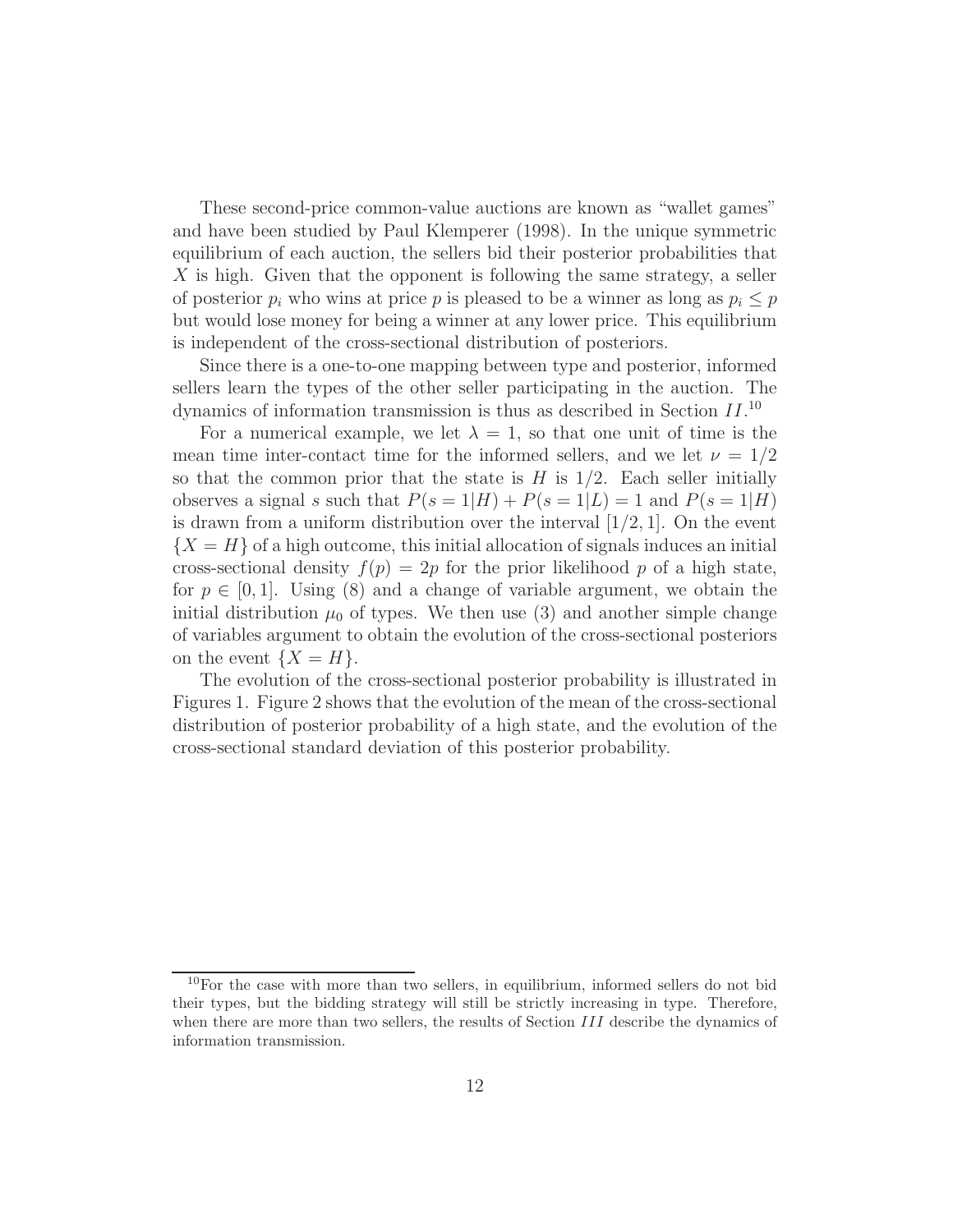These second-price common-value auctions are known as "wallet games" and have been studied by Paul Klemperer (1998). In the unique symmetric equilibrium of each auction, the sellers bid their posterior probabilities that $X$ is high. Given that the opponent is following the same strategy, a seller of posterior $p_i$ who wins at price $p$ is pleased to be a winner as long as $p_i \leq p$ but would lose money for being a winner at any lower price. This equilibrium is independent of the cross-sectional distribution of posteriors.

Since there is a one-to-one mapping between type and posterior, informed sellers learn the types of the other seller participating in the auction. The dynamics of information transmission is thus as described in Section $II$.[10]

For a numerical example, we let $\lambda = 1$, so that one unit of time is the mean time inter-contact time for the informed sellers, and we let $\nu = 1/2$ so that the common prior that the state is $H$ is $1/2$. Each seller initially observes a signal $s$ such that $P(s = 1|H) + P(s = 1|L) = 1$ and $P(s = 1|H)$ is drawn from a uniform distribution over the interval $[1/2, 1]$. On the event $\{X = H\}$ of a high outcome, this initial allocation of signals induces an initial cross-sectional density $f(p) = 2p$ for the prior likelihood $p$ of a high state, for $p \in [0, 1]$. Using (8) and a change of variable argument, we obtain the initial distribution $\mu_0$ of types. We then use (3) and another simple change of variables argument to obtain the evolution of the cross-sectional posteriors on the event $\{X = H\}$.

The evolution of the cross-sectional posterior probability is illustrated in Figures 1. Figure 2 shows that the evolution of the mean of the cross-sectional distribution of posterior probability of a high state, and the evolution of the cross-sectional standard deviation of this posterior probability.

[10] For the case with more than two sellers, in equilibrium, informed sellers do not bid their types, but the bidding strategy will still be strictly increasing in type. Therefore, when there are more than two sellers, the results of Section $III$ describe the dynamics of information transmission.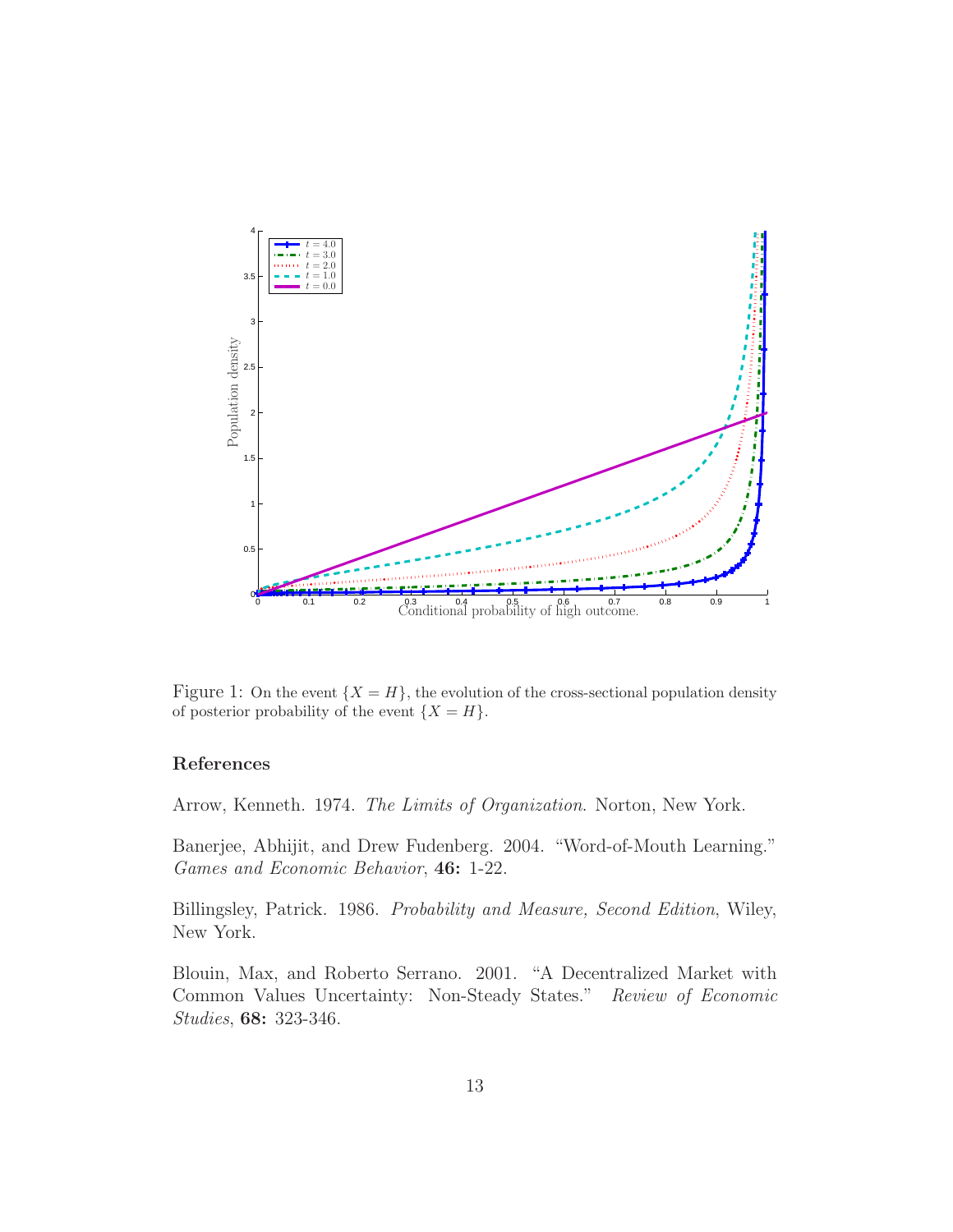Figure 1: On the event $\{X = H\}$, the evolution of the cross-sectional population density of posterior probability of the event $\{X = H\}$.

## References

Arrow, Kenneth. 1974. *The Limits of Organization*. Norton, New York.

Banerjee, Abhijit, and Drew Fudenberg. 2004. "Word-of-Mouth Learning." *Games and Economic Behavior*, **46:** 1-22.

Billingsley, Patrick. 1986. *Probability and Measure, Second Edition*, Wiley, New York.

Blouin, Max, and Roberto Serrano. 2001. "A Decentralized Market with Common Values Uncertainty: Non-Steady States." *Review of Economic Studies*, **68:** 323-346.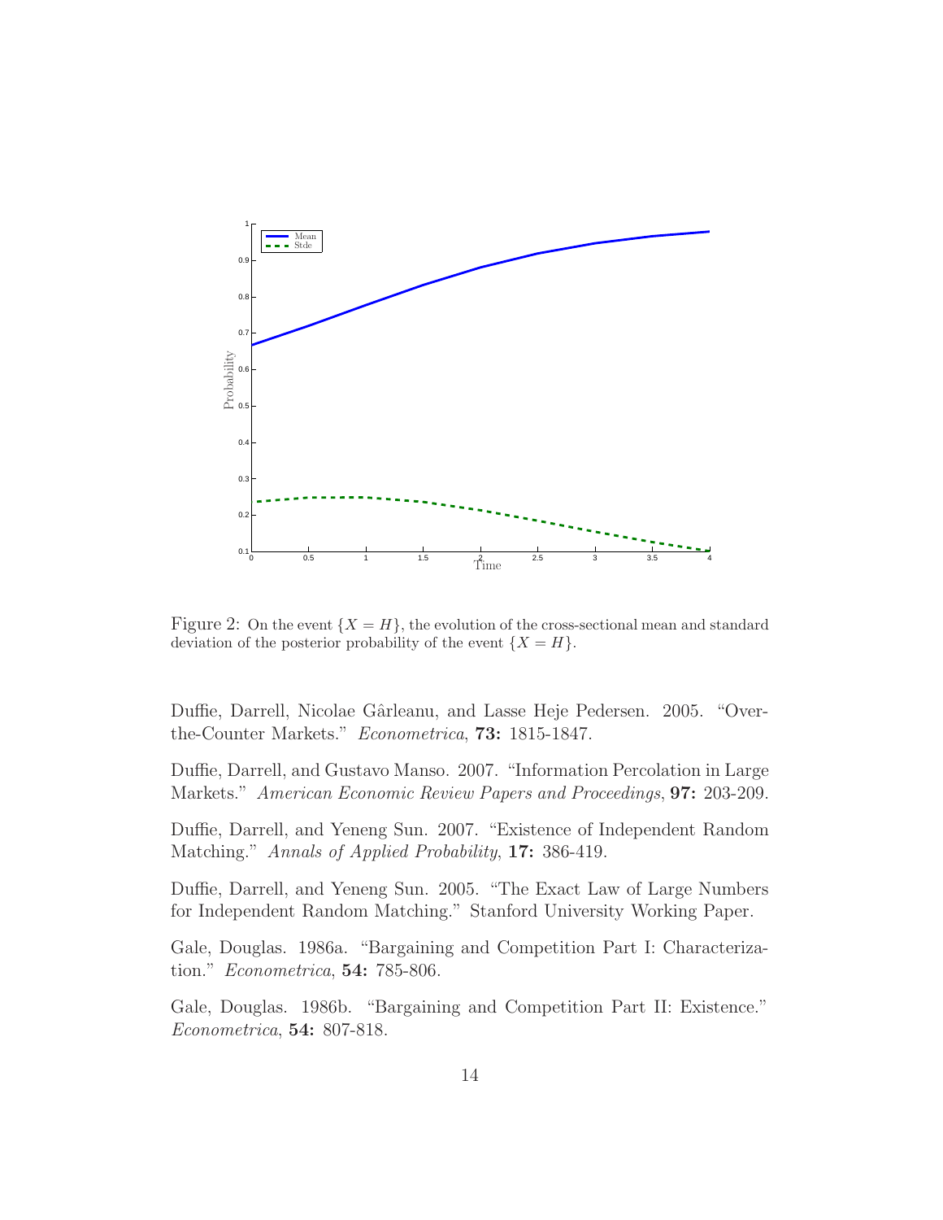Figure 2: On the event $\{X = H\}$, the evolution of the cross-sectional mean and standard deviation of the posterior probability of the event $\{X = H\}$.

Duffie, Darrell, Nicolae Gârleanu, and Lasse Heje Pedersen. 2005. "Over-the-Counter Markets." *Econometrica*, **73:** 1815-1847.

Duffie, Darrell, and Gustavo Manso. 2007. "Information Percolation in Large Markets." *American Economic Review Papers and Proceedings*, **97:** 203-209.

Duffie, Darrell, and Yeneng Sun. 2007. "Existence of Independent Random Matching." *Annals of Applied Probability*, **17:** 386-419.

Duffie, Darrell, and Yeneng Sun. 2005. "The Exact Law of Large Numbers for Independent Random Matching." Stanford University Working Paper.

Gale, Douglas. 1986a. "Bargaining and Competition Part I: Characterization." *Econometrica*, **54:** 785-806.

Gale, Douglas. 1986b. "Bargaining and Competition Part II: Existence." *Econometrica*, **54:** 807-818.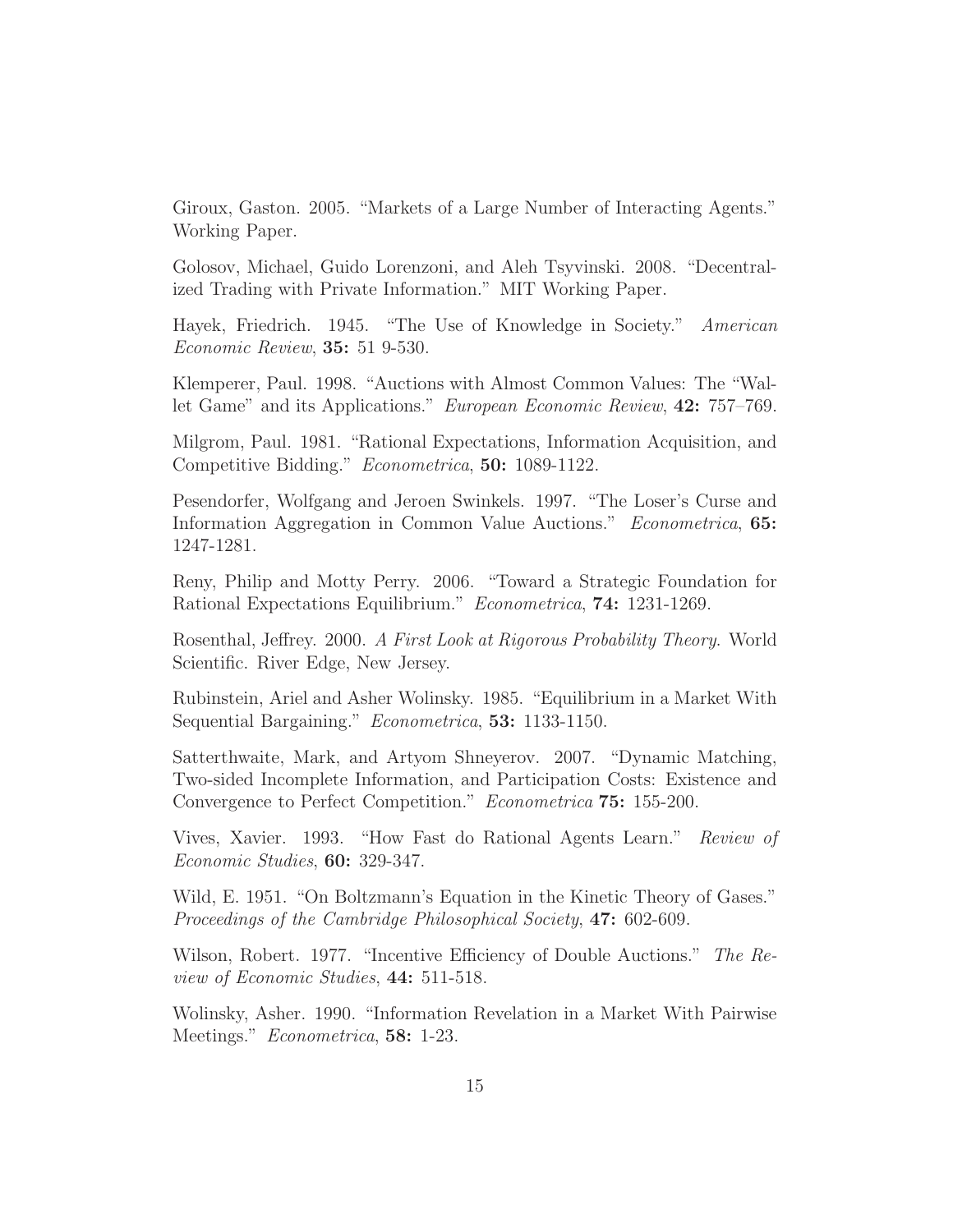Giroux, Gaston. 2005. "Markets of a Large Number of Interacting Agents." Working Paper.

Golosov, Michael, Guido Lorenzoni, and Aleh Tsyvinski. 2008. "Decentralized Trading with Private Information." MIT Working Paper.

Hayek, Friedrich. 1945. "The Use of Knowledge in Society." *American Economic Review*, **35:** 51 9-530.

Klemperer, Paul. 1998. "Auctions with Almost Common Values: The "Wallet Game" and its Applications." *European Economic Review*, **42:** 757–769.

Milgrom, Paul. 1981. "Rational Expectations, Information Acquisition, and Competitive Bidding." *Econometrica*, **50:** 1089-1122.

Pesendorfer, Wolfgang and Jeroen Swinkels. 1997. "The Loser's Curse and Information Aggregation in Common Value Auctions." *Econometrica*, **65:** 1247-1281.

Reny, Philip and Motty Perry. 2006. "Toward a Strategic Foundation for Rational Expectations Equilibrium." *Econometrica*, **74:** 1231-1269.

Rosenthal, Jeffrey. 2000. *A First Look at Rigorous Probability Theory*. World Scientific. River Edge, New Jersey.

Rubinstein, Ariel and Asher Wolinsky. 1985. "Equilibrium in a Market With Sequential Bargaining." *Econometrica*, **53:** 1133-1150.

Satterthwaite, Mark, and Artyom Shneyerov. 2007. "Dynamic Matching, Two-sided Incomplete Information, and Participation Costs: Existence and Convergence to Perfect Competition." *Econometrica* **75:** 155-200.

Vives, Xavier. 1993. "How Fast do Rational Agents Learn." *Review of Economic Studies*, **60:** 329-347.

Wild, E. 1951. "On Boltzmann's Equation in the Kinetic Theory of Gases." *Proceedings of the Cambridge Philosophical Society*, **47:** 602-609.

Wilson, Robert. 1977. "Incentive Efficiency of Double Auctions." *The Review of Economic Studies*, **44:** 511-518.

Wolinsky, Asher. 1990. "Information Revelation in a Market With Pairwise Meetings." *Econometrica*, **58:** 1-23.